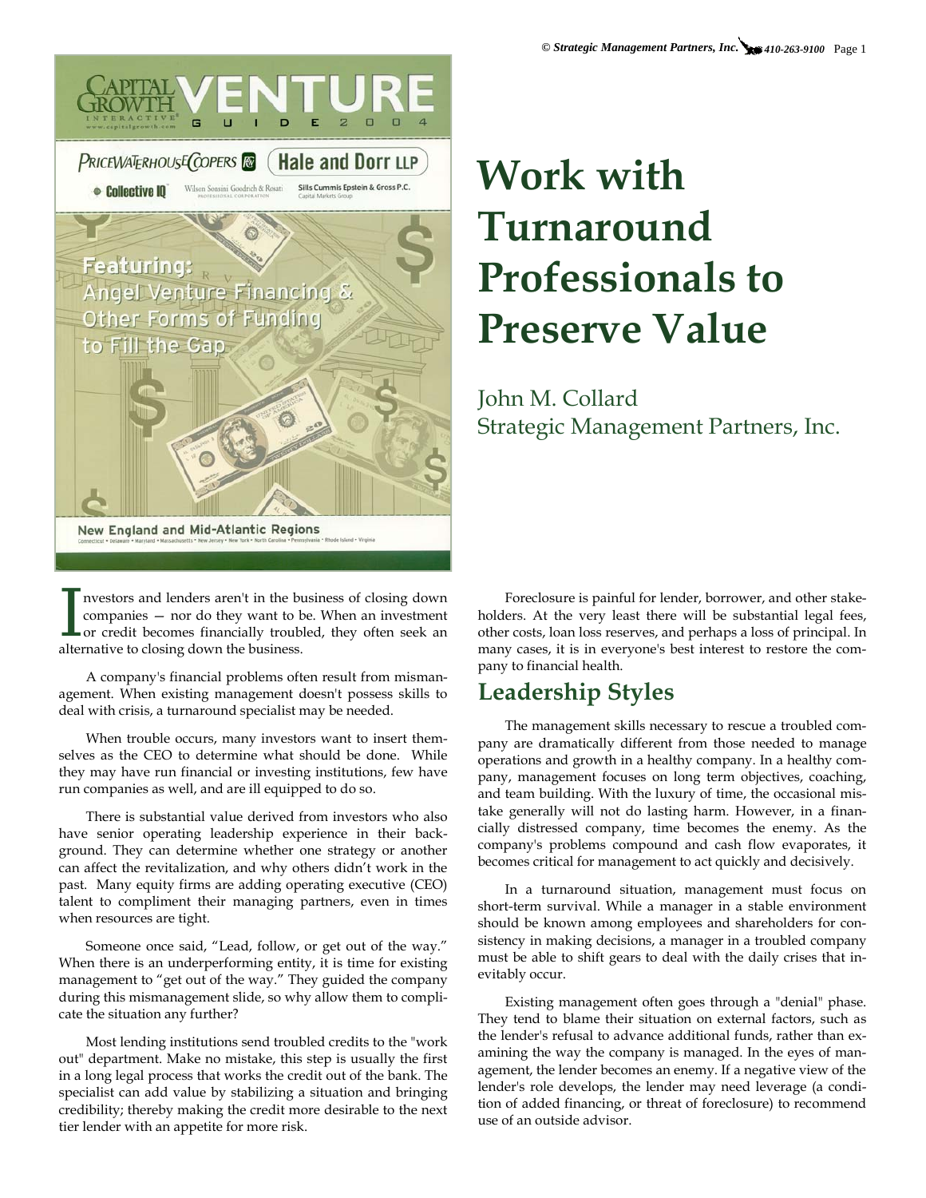# Work with Turnaround Professionals to Preserve Value

John M. Collard
Strategic Management Partners, Inc.

Investors and lenders aren't in the business of closing down companies — nor do they want to be. When an investment or credit becomes financially troubled, they often seek an alternative to closing down the business.

A company's financial problems often result from mismanagement. When existing management doesn't possess skills to deal with crisis, a turnaround specialist may be needed.

When trouble occurs, many investors want to insert themselves as the CEO to determine what should be done. While they may have run financial or investing institutions, few have run companies as well, and are ill equipped to do so.

There is substantial value derived from investors who also have senior operating leadership experience in their background. They can determine whether one strategy or another can affect the revitalization, and why others didn't work in the past. Many equity firms are adding operating executive (CEO) talent to compliment their managing partners, even in times when resources are tight.

Someone once said, "Lead, follow, or get out of the way." When there is an underperforming entity, it is time for existing management to "get out of the way." They guided the company during this mismanagement slide, so why allow them to complicate the situation any further?

Most lending institutions send troubled credits to the "work out" department. Make no mistake, this step is usually the first in a long legal process that works the credit out of the bank. The specialist can add value by stabilizing a situation and bringing credibility; thereby making the credit more desirable to the next tier lender with an appetite for more risk.

Foreclosure is painful for lender, borrower, and other stakeholders. At the very least there will be substantial legal fees, other costs, loan loss reserves, and perhaps a loss of principal. In many cases, it is in everyone's best interest to restore the company to financial health.

## Leadership Styles

The management skills necessary to rescue a troubled company are dramatically different from those needed to manage operations and growth in a healthy company. In a healthy company, management focuses on long term objectives, coaching, and team building. With the luxury of time, the occasional mistake generally will not do lasting harm. However, in a financially distressed company, time becomes the enemy. As the company's problems compound and cash flow evaporates, it becomes critical for management to act quickly and decisively.

In a turnaround situation, management must focus on short-term survival. While a manager in a stable environment should be known among employees and shareholders for consistency in making decisions, a manager in a troubled company must be able to shift gears to deal with the daily crises that inevitably occur.

Existing management often goes through a "denial" phase. They tend to blame their situation on external factors, such as the lender's refusal to advance additional funds, rather than examining the way the company is managed. In the eyes of management, the lender becomes an enemy. If a negative view of the lender's role develops, the lender may need leverage (a condition of added financing, or threat of foreclosure) to recommend use of an outside advisor.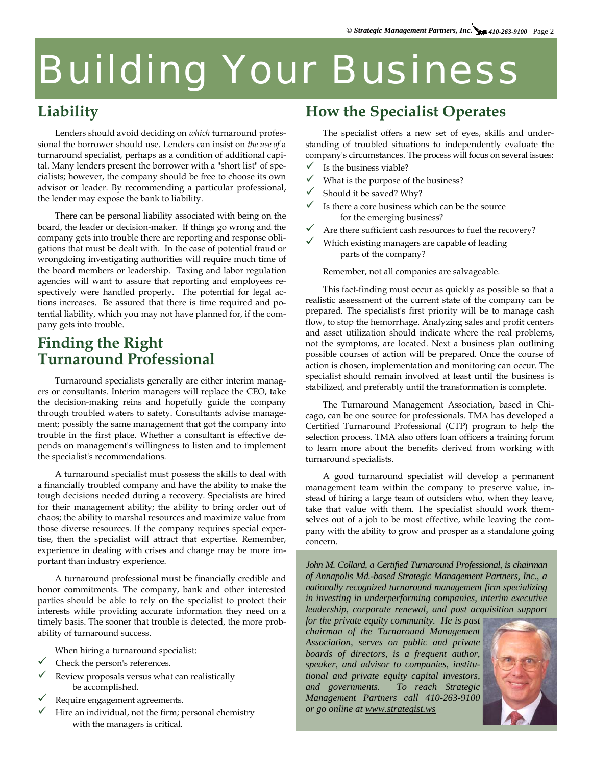# Building Your Business

## Liability

Lenders should avoid deciding on *which* turnaround professional the borrower should use. Lenders can insist on *the use of* a turnaround specialist, perhaps as a condition of additional capital. Many lenders present the borrower with a "short list" of specialists; however, the company should be free to choose its own advisor or leader. By recommending a particular professional, the lender may expose the bank to liability.

There can be personal liability associated with being on the board, the leader or decision-maker. If things go wrong and the company gets into trouble there are reporting and response obligations that must be dealt with. In the case of potential fraud or wrongdoing investigating authorities will require much time of the board members or leadership. Taxing and labor regulation agencies will want to assure that reporting and employees respectively were handled properly. The potential for legal actions increases. Be assured that there is time required and potential liability, which you may not have planned for, if the company gets into trouble.

## Finding the Right Turnaround Professional

Turnaround specialists generally are either interim managers or consultants. Interim managers will replace the CEO, take the decision-making reins and hopefully guide the company through troubled waters to safety. Consultants advise management; possibly the same management that got the company into trouble in the first place. Whether a consultant is effective depends on management's willingness to listen and to implement the specialist's recommendations.

A turnaround specialist must possess the skills to deal with a financially troubled company and have the ability to make the tough decisions needed during a recovery. Specialists are hired for their management ability; the ability to bring order out of chaos; the ability to marshal resources and maximize value from those diverse resources. If the company requires special expertise, then the specialist will attract that expertise. Remember, experience in dealing with crises and change may be more important than industry experience.

A turnaround professional must be financially credible and honor commitments. The company, bank and other interested parties should be able to rely on the specialist to protect their interests while providing accurate information they need on a timely basis. The sooner that trouble is detected, the more probability of turnaround success.

When hiring a turnaround specialist:

- ✓ Check the person's references.
- ✓ Review proposals versus what can realistically be accomplished.
- ✓ Require engagement agreements.
- ✓ Hire an individual, not the firm; personal chemistry with the managers is critical.

## How the Specialist Operates

The specialist offers a new set of eyes, skills and understanding of troubled situations to independently evaluate the company's circumstances. The process will focus on several issues:

- ✓ Is the business viable?
- ✓ What is the purpose of the business?
- ✓ Should it be saved? Why?
- ✓ Is there a core business which can be the source for the emerging business?
- ✓ Are there sufficient cash resources to fuel the recovery?
- ✓ Which existing managers are capable of leading parts of the company?

Remember, not all companies are salvageable.

This fact-finding must occur as quickly as possible so that a realistic assessment of the current state of the company can be prepared. The specialist's first priority will be to manage cash flow, to stop the hemorrhage. Analyzing sales and profit centers and asset utilization should indicate where the real problems, not the symptoms, are located. Next a business plan outlining possible courses of action will be prepared. Once the course of action is chosen, implementation and monitoring can occur. The specialist should remain involved at least until the business is stabilized, and preferably until the transformation is complete.

The Turnaround Management Association, based in Chicago, can be one source for professionals. TMA has developed a Certified Turnaround Professional (CTP) program to help the selection process. TMA also offers loan officers a training forum to learn more about the benefits derived from working with turnaround specialists.

A good turnaround specialist will develop a permanent management team within the company to preserve value, instead of hiring a large team of outsiders who, when they leave, take that value with them. The specialist should work themselves out of a job to be most effective, while leaving the company with the ability to grow and prosper as a standalone going concern.

*John M. Collard, a Certified Turnaround Professional, is chairman of Annapolis Md.-based Strategic Management Partners, Inc., a nationally recognized turnaround management firm specializing in investing in underperforming companies, interim executive leadership, corporate renewal, and post acquisition support for the private equity community. He is past chairman of the Turnaround Management Association, serves on public and private boards of directors, is a frequent author, speaker, and advisor to companies, institutional and private equity capital investors, and governments. To reach Strategic Management Partners call 410-263-9100 or go online at www.strategist.ws*